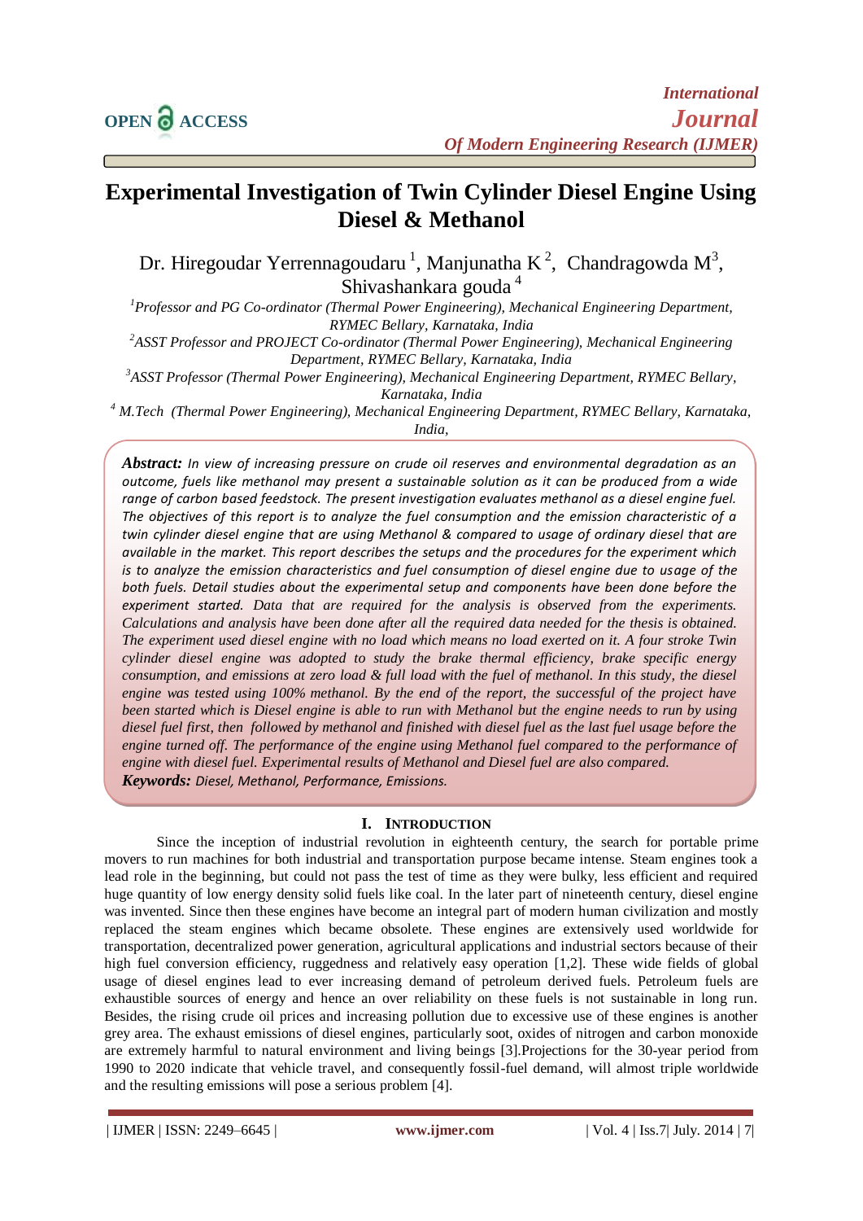# Experimental Investigation of Twin Cylinder Diesel Engine Using Diesel & Methanol

Dr. Hiregoudar Yerrennagoudaru [1], Manjunatha K [2], Chandragowda M[3], Shivashankara gouda [4]

[1]*Professor and PG Co-ordinator (Thermal Power Engineering), Mechanical Engineering Department, RYMEC Bellary, Karnataka, India*

[2]*ASST Professor and PROJECT Co-ordinator (Thermal Power Engineering), Mechanical Engineering Department, RYMEC Bellary, Karnataka, India*

[3]*ASST Professor (Thermal Power Engineering), Mechanical Engineering Department, RYMEC Bellary, Karnataka, India*

[4] *M.Tech (Thermal Power Engineering), Mechanical Engineering Department, RYMEC Bellary, Karnataka, India,*

***Abstract:*** *In view of increasing pressure on crude oil reserves and environmental degradation as an outcome, fuels like methanol may present a sustainable solution as it can be produced from a wide range of carbon based feedstock. The present investigation evaluates methanol as a diesel engine fuel. The objectives of this report is to analyze the fuel consumption and the emission characteristic of a twin cylinder diesel engine that are using Methanol & compared to usage of ordinary diesel that are available in the market. This report describes the setups and the procedures for the experiment which is to analyze the emission characteristics and fuel consumption of diesel engine due to usage of the both fuels. Detail studies about the experimental setup and components have been done before the experiment started. Data that are required for the analysis is observed from the experiments. Calculations and analysis have been done after all the required data needed for the thesis is obtained. The experiment used diesel engine with no load which means no load exerted on it. A four stroke Twin cylinder diesel engine was adopted to study the brake thermal efficiency, brake specific energy consumption, and emissions at zero load & full load with the fuel of methanol. In this study, the diesel engine was tested using 100% methanol. By the end of the report, the successful of the project have been started which is Diesel engine is able to run with Methanol but the engine needs to run by using diesel fuel first, then followed by methanol and finished with diesel fuel as the last fuel usage before the engine turned off. The performance of the engine using Methanol fuel compared to the performance of engine with diesel fuel. Experimental results of Methanol and Diesel fuel are also compared.*

***Keywords:*** *Diesel, Methanol, Performance, Emissions.*

## I. Introduction

Since the inception of industrial revolution in eighteenth century, the search for portable prime movers to run machines for both industrial and transportation purpose became intense. Steam engines took a lead role in the beginning, but could not pass the test of time as they were bulky, less efficient and required huge quantity of low energy density solid fuels like coal. In the later part of nineteenth century, diesel engine was invented. Since then these engines have become an integral part of modern human civilization and mostly replaced the steam engines which became obsolete. These engines are extensively used worldwide for transportation, decentralized power generation, agricultural applications and industrial sectors because of their high fuel conversion efficiency, ruggedness and relatively easy operation [1,2]. These wide fields of global usage of diesel engines lead to ever increasing demand of petroleum derived fuels. Petroleum fuels are exhaustible sources of energy and hence an over reliability on these fuels is not sustainable in long run. Besides, the rising crude oil prices and increasing pollution due to excessive use of these engines is another grey area. The exhaust emissions of diesel engines, particularly soot, oxides of nitrogen and carbon monoxide are extremely harmful to natural environment and living beings [3].Projections for the 30-year period from 1990 to 2020 indicate that vehicle travel, and consequently fossil-fuel demand, will almost triple worldwide and the resulting emissions will pose a serious problem [4].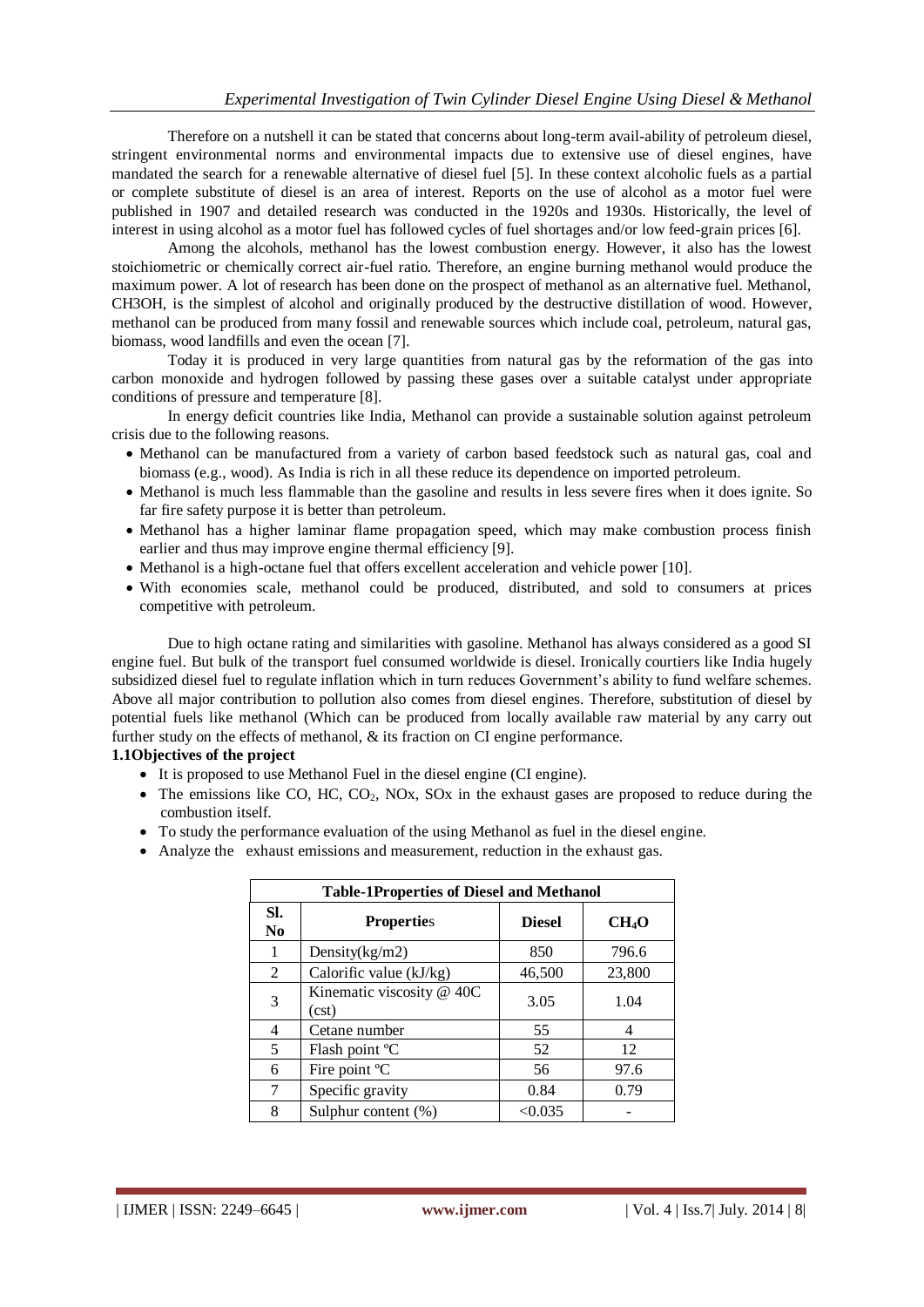Therefore on a nutshell it can be stated that concerns about long-term avail-ability of petroleum diesel, stringent environmental norms and environmental impacts due to extensive use of diesel engines, have mandated the search for a renewable alternative of diesel fuel [5]. In these context alcoholic fuels as a partial or complete substitute of diesel is an area of interest. Reports on the use of alcohol as a motor fuel were published in 1907 and detailed research was conducted in the 1920s and 1930s. Historically, the level of interest in using alcohol as a motor fuel has followed cycles of fuel shortages and/or low feed-grain prices [6].

Among the alcohols, methanol has the lowest combustion energy. However, it also has the lowest stoichiometric or chemically correct air-fuel ratio. Therefore, an engine burning methanol would produce the maximum power. A lot of research has been done on the prospect of methanol as an alternative fuel. Methanol, CH3OH, is the simplest of alcohol and originally produced by the destructive distillation of wood. However, methanol can be produced from many fossil and renewable sources which include coal, petroleum, natural gas, biomass, wood landfills and even the ocean [7].

Today it is produced in very large quantities from natural gas by the reformation of the gas into carbon monoxide and hydrogen followed by passing these gases over a suitable catalyst under appropriate conditions of pressure and temperature [8].

In energy deficit countries like India, Methanol can provide a sustainable solution against petroleum crisis due to the following reasons.

- Methanol can be manufactured from a variety of carbon based feedstock such as natural gas, coal and biomass (e.g., wood). As India is rich in all these reduce its dependence on imported petroleum.
- Methanol is much less flammable than the gasoline and results in less severe fires when it does ignite. So far fire safety purpose it is better than petroleum.
- Methanol has a higher laminar flame propagation speed, which may make combustion process finish earlier and thus may improve engine thermal efficiency [9].
- Methanol is a high-octane fuel that offers excellent acceleration and vehicle power [10].
- With economies scale, methanol could be produced, distributed, and sold to consumers at prices competitive with petroleum.

Due to high octane rating and similarities with gasoline. Methanol has always considered as a good SI engine fuel. But bulk of the transport fuel consumed worldwide is diesel. Ironically courtiers like India hugely subsidized diesel fuel to regulate inflation which in turn reduces Government's ability to fund welfare schemes. Above all major contribution to pollution also comes from diesel engines. Therefore, substitution of diesel by potential fuels like methanol (Which can be produced from locally available raw material by any carry out further study on the effects of methanol, & its fraction on CI engine performance.

**1.1Objectives of the project**

- It is proposed to use Methanol Fuel in the diesel engine (CI engine).
- The emissions like CO, HC, $CO_2$, NOx, SOx in the exhaust gases are proposed to reduce during the combustion itself.
- To study the performance evaluation of the using Methanol as fuel in the diesel engine.
- Analyze the exhaust emissions and measurement, reduction in the exhaust gas.

**Table-1Properties of Diesel and Methanol**

| Sl. No | Properties | Diesel | $CH_4O$ |
|---|---|---|---|
| 1 | Density(kg/m2) | 850 | 796.6 |
| 2 | Calorific value (kJ/kg) | 46,500 | 23,800 |
| 3 | Kinematic viscosity @ 40C (cst) | 3.05 | 1.04 |
| 4 | Cetane number | 55 | 4 |
| 5 | Flash point ºC | 52 | 12 |
| 6 | Fire point ºC | 56 | 97.6 |
| 7 | Specific gravity | 0.84 | 0.79 |
| 8 | Sulphur content (%) | <0.035 | - |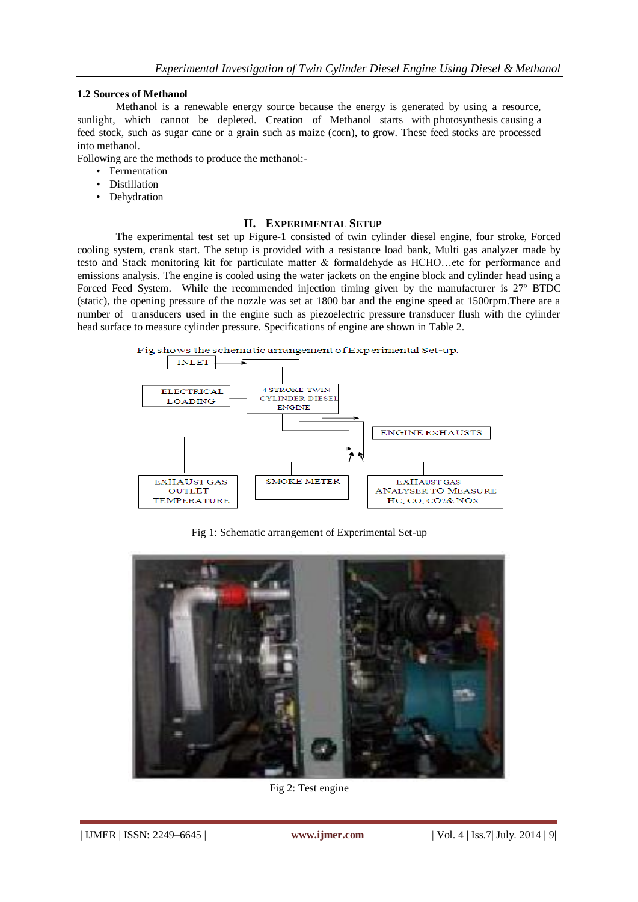### 1.2 Sources of Methanol

Methanol is a renewable energy source because the energy is generated by using a resource, sunlight, which cannot be depleted. Creation of Methanol starts with photosynthesis causing a feed stock, such as sugar cane or a grain such as maize (corn), to grow. These feed stocks are processed into methanol.

Following are the methods to produce the methanol:-

- Fermentation
- Distillation
- Dehydration

## II. Experimental Setup

The experimental test set up Figure-1 consisted of twin cylinder diesel engine, four stroke, Forced cooling system, crank start. The setup is provided with a resistance load bank, Multi gas analyzer made by testo and Stack monitoring kit for particulate matter & formaldehyde as HCHO…etc for performance and emissions analysis. The engine is cooled using the water jackets on the engine block and cylinder head using a Forced Feed System. While the recommended injection timing given by the manufacturer is 27º BTDC (static), the opening pressure of the nozzle was set at 1800 bar and the engine speed at 1500rpm.There are a number of transducers used in the engine such as piezoelectric pressure transducer flush with the cylinder head surface to measure cylinder pressure. Specifications of engine are shown in Table 2.

Fig shows the schematic arrangement of Experimental Set-up.

INLET

ELECTRICAL LOADING

4 STROKE TWIN CYLINDER DIESEL ENGINE

ENGINE EXHAUSTS

EXHAUST GAS OUTLET TEMPERATURE

SMOKE METER

EXHAUST GAS ANALYSER TO MEASURE HC, CO, CO2& NOX

Fig 1: Schematic arrangement of Experimental Set-up

Fig 2: Test engine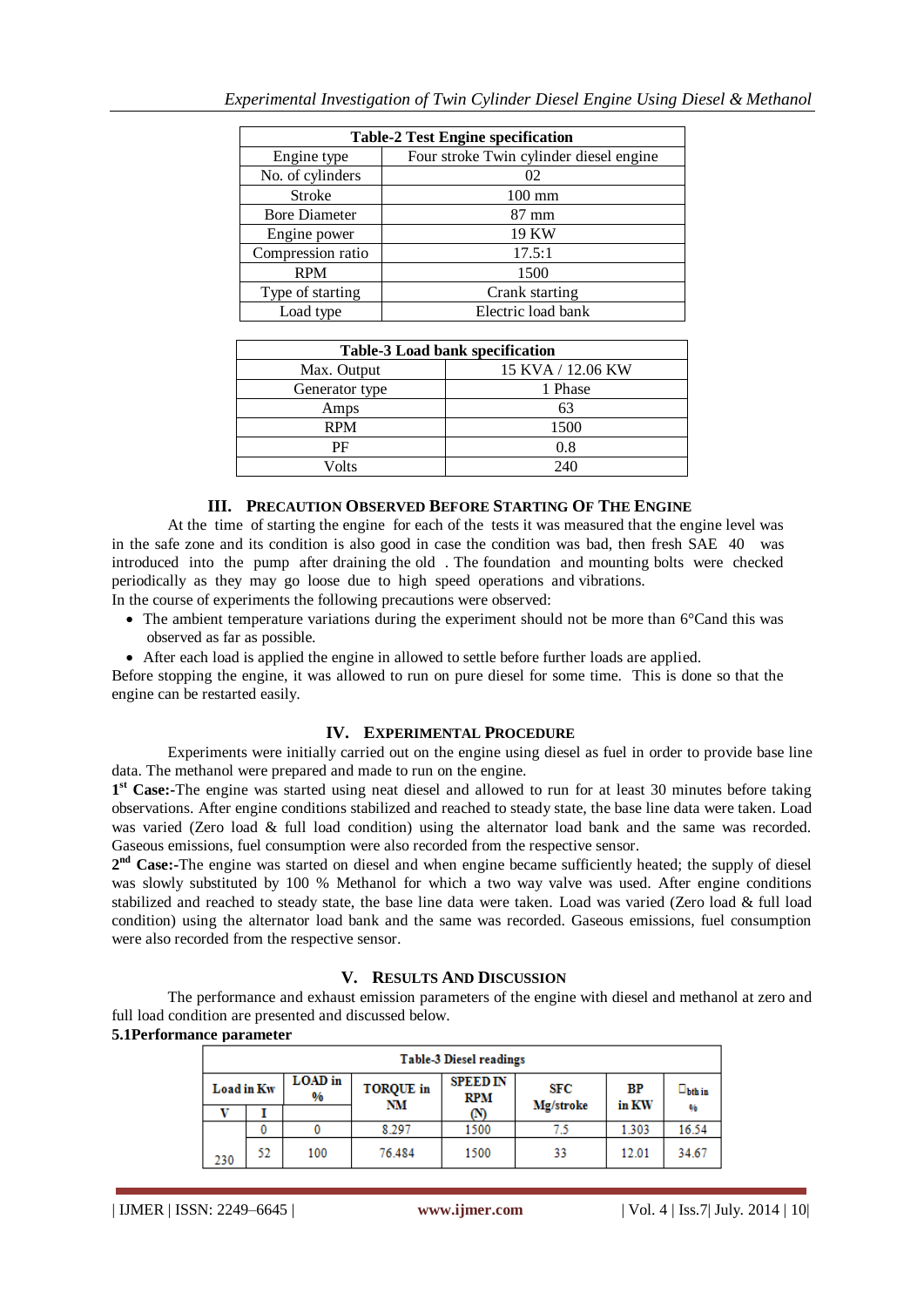| Table-2 Test Engine specification | |
|---|---|
| Engine type | Four stroke Twin cylinder diesel engine |
| No. of cylinders | 02 |
| Stroke | 100 mm |
| Bore Diameter | 87 mm |
| Engine power | 19 KW |
| Compression ratio | 17.5:1 |
| RPM | 1500 |
| Type of starting | Crank starting |
| Load type | Electric load bank |

| Table-3 Load bank specification | |
|---|---|
| Max. Output | 15 KVA / 12.06 KW |
| Generator type | 1 Phase |
| Amps | 63 |
| RPM | 1500 |
| PF | 0.8 |
| Volts | 240 |

## III. Precaution Observed Before Starting Of The Engine

At the time of starting the engine for each of the tests it was measured that the engine level was in the safe zone and its condition is also good in case the condition was bad, then fresh SAE 40 was introduced into the pump after draining the old . The foundation and mounting bolts were checked periodically as they may go loose due to high speed operations and vibrations.

In the course of experiments the following precautions were observed:

- The ambient temperature variations during the experiment should not be more than 6°Cand this was observed as far as possible.
- After each load is applied the engine in allowed to settle before further loads are applied.

Before stopping the engine, it was allowed to run on pure diesel for some time. This is done so that the engine can be restarted easily.

## IV. Experimental Procedure

Experiments were initially carried out on the engine using diesel as fuel in order to provide base line data. The methanol were prepared and made to run on the engine.

**1st Case:-**The engine was started using neat diesel and allowed to run for at least 30 minutes before taking observations. After engine conditions stabilized and reached to steady state, the base line data were taken. Load was varied (Zero load & full load condition) using the alternator load bank and the same was recorded. Gaseous emissions, fuel consumption were also recorded from the respective sensor.

**2nd Case:-**The engine was started on diesel and when engine became sufficiently heated; the supply of diesel was slowly substituted by 100 % Methanol for which a two way valve was used. After engine conditions stabilized and reached to steady state, the base line data were taken. Load was varied (Zero load & full load condition) using the alternator load bank and the same was recorded. Gaseous emissions, fuel consumption were also recorded from the respective sensor.

## V. Results And Discussion

The performance and exhaust emission parameters of the engine with diesel and methanol at zero and full load condition are presented and discussed below.

**5.1Performance parameter**

| Table-3 Diesel readings | | | | | | | |
|---|---|---|---|---|---|---|---|
| Load in Kw | | LOAD in % | TORQUE in NM | SPEED IN RPM (N) | SFC Mg/stroke | BP in KW | $\eta_{bth}$ in % |
| V | I | | | | | | |
| 230 | 0 | 0 | 8.297 | 1500 | 7.5 | 1.303 | 16.54 |
| | 52 | 100 | 76.484 | 1500 | 33 | 12.01 | 34.67 |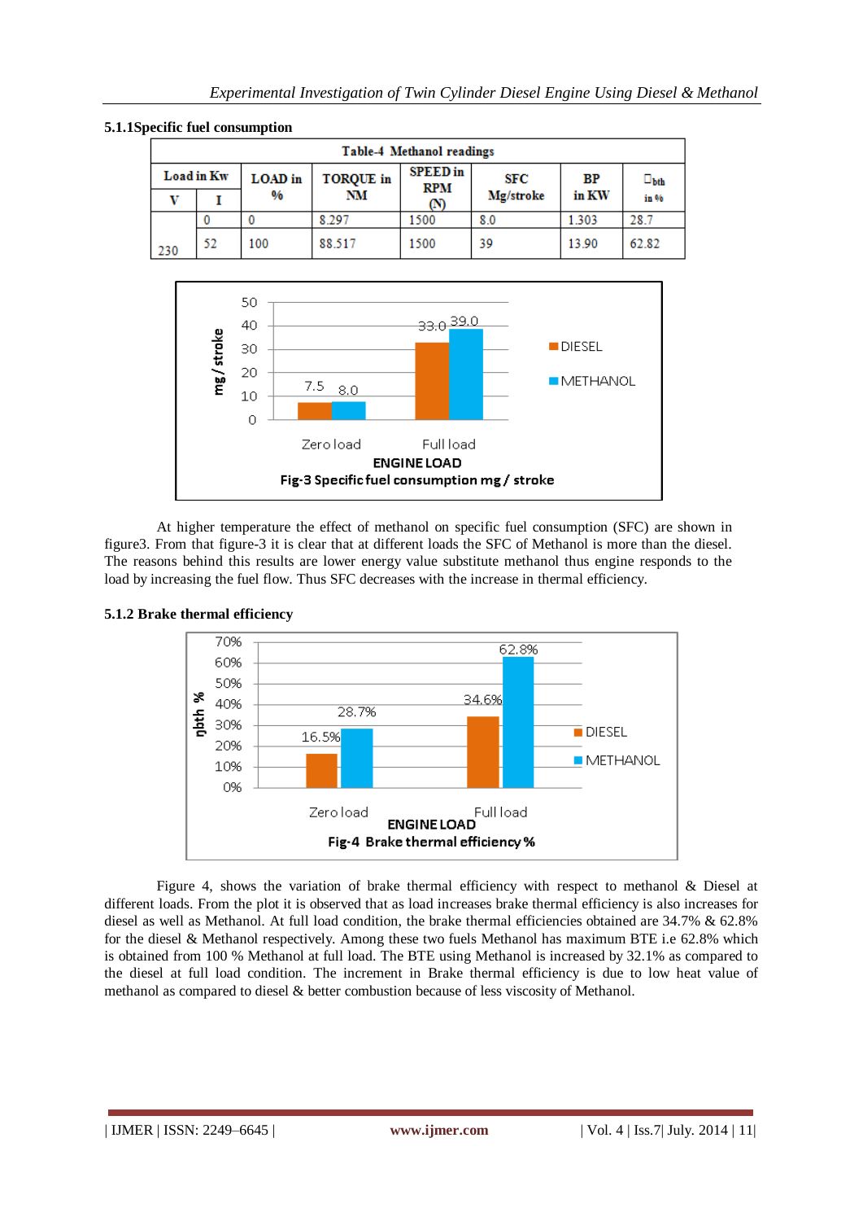### 5.1.1Specific fuel consumption

| Table-4 Methanol readings | | | | | | | |
|---|---|---|---|---|---|---|---|
| Load in Kw | | LOAD in % | TORQUE in NM | SPEED in RPM (N) | SFC Mg/stroke | BP in KW | $\eta_{bth}$ in % |
| V | I | | | | | | |
| 230 | 0 | 0 | 8.297 | 1500 | 8.0 | 1.303 | 28.7 |
| | 52 | 100 | 88.517 | 1500 | 39 | 13.90 | 62.82 |

Fig-3 Specific fuel consumption mg / stroke

At higher temperature the effect of methanol on specific fuel consumption (SFC) are shown in figure3. From that figure-3 it is clear that at different loads the SFC of Methanol is more than the diesel. The reasons behind this results are lower energy value substitute methanol thus engine responds to the load by increasing the fuel flow. Thus SFC decreases with the increase in thermal efficiency.

### 5.1.2 Brake thermal efficiency

Fig-4 Brake thermal efficiency %

Figure 4, shows the variation of brake thermal efficiency with respect to methanol & Diesel at different loads. From the plot it is observed that as load increases brake thermal efficiency is also increases for diesel as well as Methanol. At full load condition, the brake thermal efficiencies obtained are 34.7% & 62.8% for the diesel & Methanol respectively. Among these two fuels Methanol has maximum BTE i.e 62.8% which is obtained from 100 % Methanol at full load. The BTE using Methanol is increased by 32.1% as compared to the diesel at full load condition. The increment in Brake thermal efficiency is due to low heat value of methanol as compared to diesel & better combustion because of less viscosity of Methanol.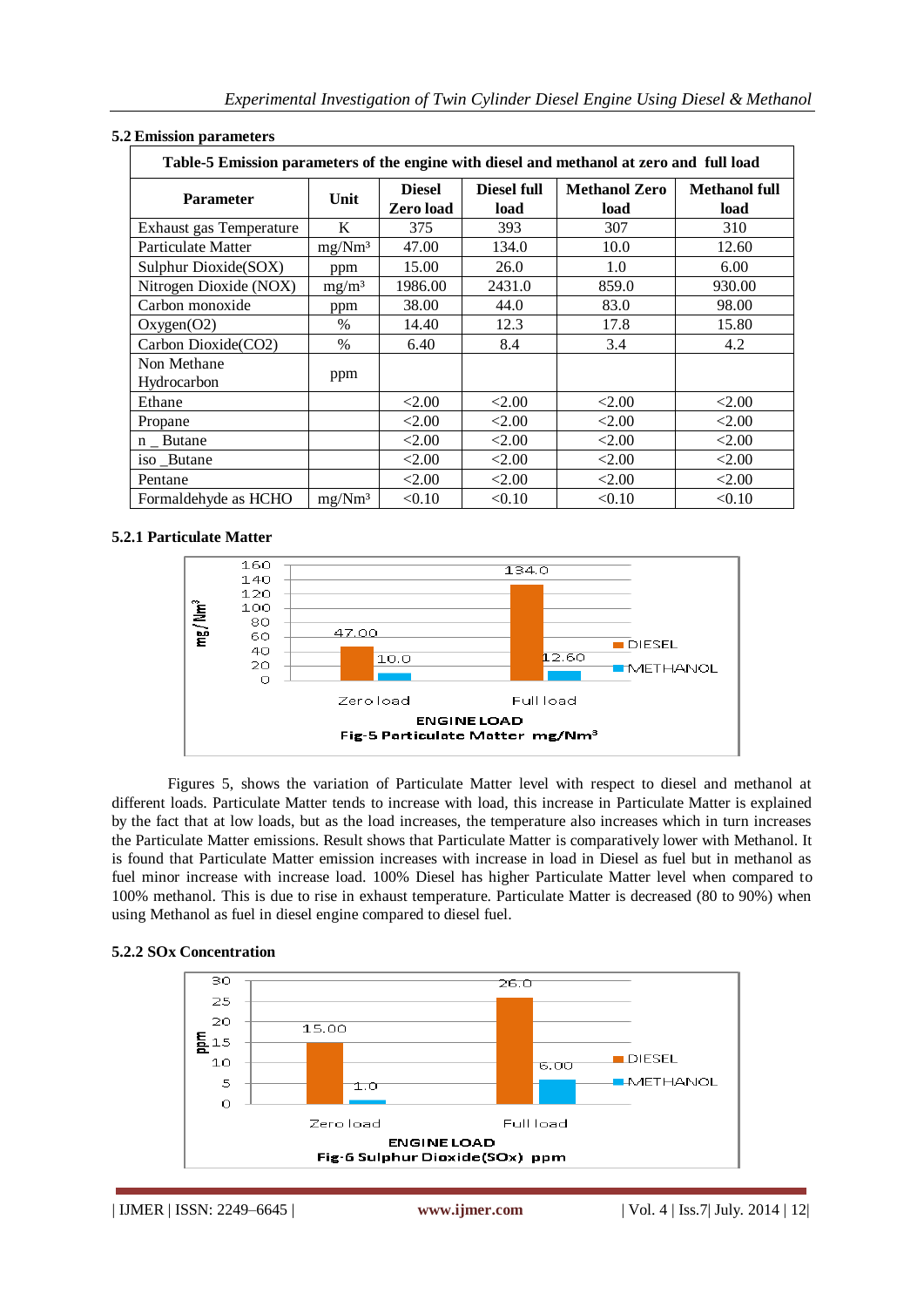### 5.2 Emission parameters

**Table-5 Emission parameters of the engine with diesel and methanol at zero and full load**

| Parameter | Unit | Diesel Zero load | Diesel full load | Methanol Zero load | Methanol full load |
|---|---|---|---|---|---|
| Exhaust gas Temperature | K | 375 | 393 | 307 | 310 |
| Particulate Matter | mg/Nm³ | 47.00 | 134.0 | 10.0 | 12.60 |
| Sulphur Dioxide(SOX) | ppm | 15.00 | 26.0 | 1.0 | 6.00 |
| Nitrogen Dioxide (NOX) | mg/m³ | 1986.00 | 2431.0 | 859.0 | 930.00 |
| Carbon monoxide | ppm | 38.00 | 44.0 | 83.0 | 98.00 |
| Oxygen(O2) | % | 14.40 | 12.3 | 17.8 | 15.80 |
| Carbon Dioxide(CO2) | % | 6.40 | 8.4 | 3.4 | 4.2 |
| Non Methane Hydrocarbon | ppm | | | | |
| Ethane | | <2.00 | <2.00 | <2.00 | <2.00 |
| Propane | | <2.00 | <2.00 | <2.00 | <2.00 |
| n _ Butane | | <2.00 | <2.00 | <2.00 | <2.00 |
| iso _Butane | | <2.00 | <2.00 | <2.00 | <2.00 |
| Pentane | | <2.00 | <2.00 | <2.00 | <2.00 |
| Formaldehyde as HCHO | mg/Nm³ | <0.10 | <0.10 | <0.10 | <0.10 |

#### 5.2.1 Particulate Matter

Fig-5 Particulate Matter mg/Nm³

Figures 5, shows the variation of Particulate Matter level with respect to diesel and methanol at different loads. Particulate Matter tends to increase with load, this increase in Particulate Matter is explained by the fact that at low loads, but as the load increases, the temperature also increases which in turn increases the Particulate Matter emissions. Result shows that Particulate Matter is comparatively lower with Methanol. It is found that Particulate Matter emission increases with increase in load in Diesel as fuel but in methanol as fuel minor increase with increase load. 100% Diesel has higher Particulate Matter level when compared to 100% methanol. This is due to rise in exhaust temperature. Particulate Matter is decreased (80 to 90%) when using Methanol as fuel in diesel engine compared to diesel fuel.

#### 5.2.2 SOx Concentration

Fig-6 Sulphur Dioxide(SOx) ppm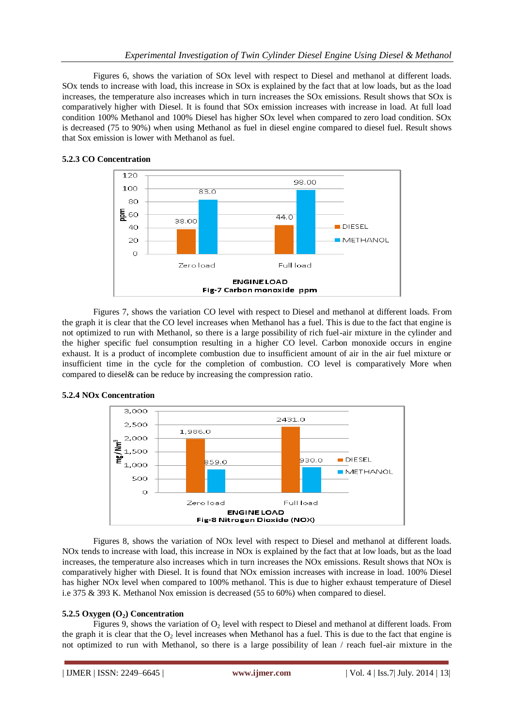Figures 6, shows the variation of SOx level with respect to Diesel and methanol at different loads. SOx tends to increase with load, this increase in SOx is explained by the fact that at low loads, but as the load increases, the temperature also increases which in turn increases the SOx emissions. Result shows that SOx is comparatively higher with Diesel. It is found that SOx emission increases with increase in load. At full load condition 100% Methanol and 100% Diesel has higher SOx level when compared to zero load condition. SOx is decreased (75 to 90%) when using Methanol as fuel in diesel engine compared to diesel fuel. Result shows that Sox emission is lower with Methanol as fuel.

### 5.2.3 CO Concentration

| ENGINE LOAD | DIESEL (ppm) | METHANOL (ppm) |
|---|---|---|
| Zero load | 38.00 | 83.0 |
| Full load | 44.0 | 98.00 |

Fig-7 Carbon monoxide ppm

Figures 7, shows the variation CO level with respect to Diesel and methanol at different loads. From the graph it is clear that the CO level increases when Methanol has a fuel. This is due to the fact that engine is not optimized to run with Methanol, so there is a large possibility of rich fuel-air mixture in the cylinder and the higher specific fuel consumption resulting in a higher CO level. Carbon monoxide occurs in engine exhaust. It is a product of incomplete combustion due to insufficient amount of air in the air fuel mixture or insufficient time in the cycle for the completion of combustion. CO level is comparatively More when compared to diesel& can be reduce by increasing the compression ratio.

### 5.2.4 NOx Concentration

| ENGINE LOAD | DIESEL ($mg/Nm^3$) | METHANOL ($mg/Nm^3$) |
|---|---|---|
| Zero load | 1,986.0 | 859.0 |
| Full load | 2431.0 | 930.0 |

Fig-8 Nitrogen Dioxide (NOX)

Figures 8, shows the variation of NOx level with respect to Diesel and methanol at different loads. NOx tends to increase with load, this increase in NOx is explained by the fact that at low loads, but as the load increases, the temperature also increases which in turn increases the NOx emissions. Result shows that NOx is comparatively higher with Diesel. It is found that NOx emission increases with increase in load. 100% Diesel has higher NOx level when compared to 100% methanol. This is due to higher exhaust temperature of Diesel i.e 375 & 393 K. Methanol Nox emission is decreased (55 to 60%) when compared to diesel.

### 5.2.5 Oxygen ($O_2$) Concentration

Figures 9, shows the variation of $O_2$ level with respect to Diesel and methanol at different loads. From the graph it is clear that the $O_2$ level increases when Methanol has a fuel. This is due to the fact that engine is not optimized to run with Methanol, so there is a large possibility of lean / reach fuel-air mixture in the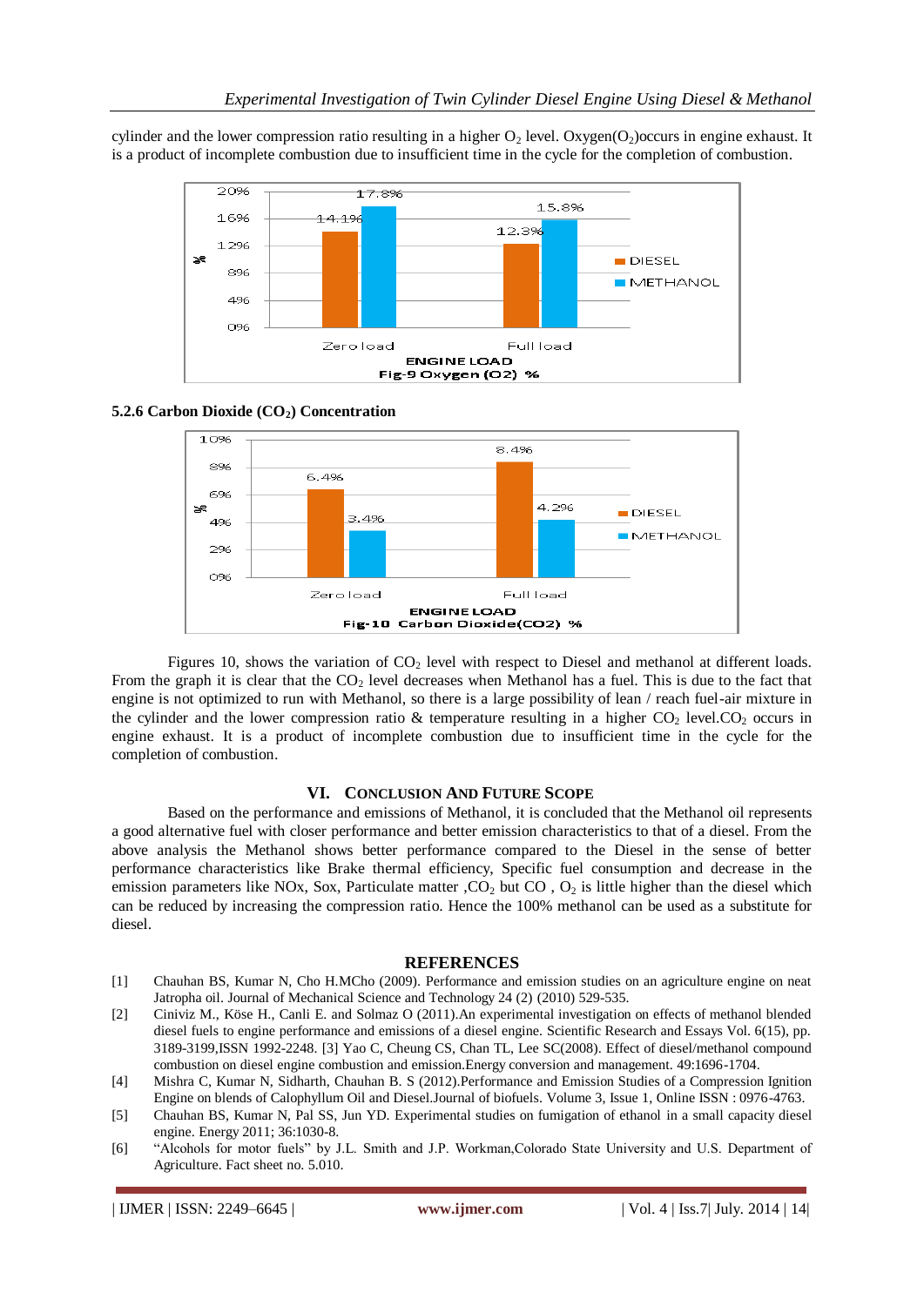cylinder and the lower compression ratio resulting in a higher $O_2$ level. Oxygen($O_2$)occurs in engine exhaust. It is a product of incomplete combustion due to insufficient time in the cycle for the completion of combustion.

Fig-9 Oxygen (O2) %

### 5.2.6 Carbon Dioxide ($CO_2$) Concentration

Fig-10 Carbon Dioxide(CO2) %

Figures 10, shows the variation of $CO_2$ level with respect to Diesel and methanol at different loads. From the graph it is clear that the $CO_2$ level decreases when Methanol has a fuel. This is due to the fact that engine is not optimized to run with Methanol, so there is a large possibility of lean / reach fuel-air mixture in the cylinder and the lower compression ratio & temperature resulting in a higher $CO_2$ level.$CO_2$ occurs in engine exhaust. It is a product of incomplete combustion due to insufficient time in the cycle for the completion of combustion.

## VI. Conclusion And Future Scope

Based on the performance and emissions of Methanol, it is concluded that the Methanol oil represents a good alternative fuel with closer performance and better emission characteristics to that of a diesel. From the above analysis the Methanol shows better performance compared to the Diesel in the sense of better performance characteristics like Brake thermal efficiency, Specific fuel consumption and decrease in the emission parameters like NOx, Sox, Particulate matter ,$CO_2$ but CO , $O_2$ is little higher than the diesel which can be reduced by increasing the compression ratio. Hence the 100% methanol can be used as a substitute for diesel.

## REFERENCES

[1] Chauhan BS, Kumar N, Cho H.MCho (2009). Performance and emission studies on an agriculture engine on neat Jatropha oil. Journal of Mechanical Science and Technology 24 (2) (2010) 529-535.

[2] Ciniviz M., Köse H., Canli E. and Solmaz O (2011).An experimental investigation on effects of methanol blended diesel fuels to engine performance and emissions of a diesel engine. Scientific Research and Essays Vol. 6(15), pp. 3189-3199,ISSN 1992-2248. [3] Yao C, Cheung CS, Chan TL, Lee SC(2008). Effect of diesel/methanol compound combustion on diesel engine combustion and emission.Energy conversion and management. 49:1696-1704.

[4] Mishra C, Kumar N, Sidharth, Chauhan B. S (2012).Performance and Emission Studies of a Compression Ignition Engine on blends of Calophyllum Oil and Diesel.Journal of biofuels. Volume 3, Issue 1, Online ISSN : 0976-4763.

[5] Chauhan BS, Kumar N, Pal SS, Jun YD. Experimental studies on fumigation of ethanol in a small capacity diesel engine. Energy 2011; 36:1030-8.

[6] "Alcohols for motor fuels" by J.L. Smith and J.P. Workman,Colorado State University and U.S. Department of Agriculture. Fact sheet no. 5.010.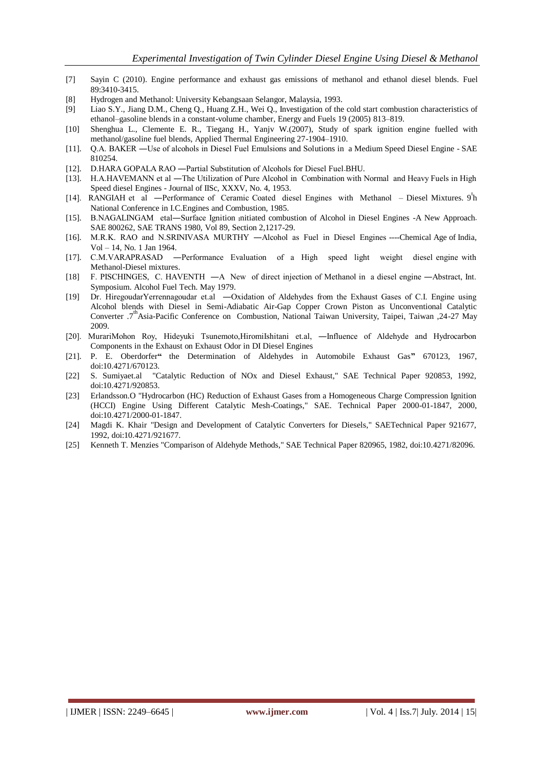[7] Sayin C (2010). Engine performance and exhaust gas emissions of methanol and ethanol diesel blends. Fuel 89:3410-3415.

[8] Hydrogen and Methanol: University Kebangsaan Selangor, Malaysia, 1993.

[9] Liao S.Y., Jiang D.M., Cheng Q., Huang Z.H., Wei Q., Investigation of the cold start combustion characteristics of ethanol–gasoline blends in a constant-volume chamber, Energy and Fuels 19 (2005) 813–819.

[10] Shenghua L., Clemente E. R., Tiegang H., Yanjv W.(2007), Study of spark ignition engine fuelled with methanol/gasoline fuel blends, Applied Thermal Engineering 27-1904–1910.

[11]. Q.A. BAKER ―Use of alcohols in Diesel Fuel Emulsions and Solutions in a Medium Speed Diesel Engine - SAE 810254.

[12]. D.HARA GOPALA RAO ―Partial Substitution of Alcohols for Diesel Fuel-BHU.

[13]. H.A.HAVEMANN et al ―The Utilization of Pure Alcohol in Combination with Normal and Heavy Fuels in High Speed diesel Engines - Journal of IISc, XXXV, No. 4, 1953.

[14]. RANGIAH et al ―Performance of Ceramic Coated diesel Engines with Methanol – Diesel Mixtures. 9th National Conference in I.C.Engines and Combustion, 1985.

[15]. B.NAGALINGAM etal―Surface Ignition initiated combustion of Alcohol in Diesel Engines -A New Approach-SAE 800262, SAE TRANS 1980, Vol 89, Section 2,1217-29.

[16]. M.R.K. RAO and N.SRINIVASA MURTHY ―Alcohol as Fuel in Diesel Engines ----Chemical Age of India, Vol – 14, No. 1 Jan 1964.

[17]. C.M.VARAPRASAD ―Performance Evaluation of a High speed light weight diesel engine with Methanol-Diesel mixtures.

[18] F. PISCHINGES, C. HAVENTH ―A New of direct injection of Methanol in a diesel engine ―Abstract, Int. Symposium. Alcohol Fuel Tech. May 1979.

[19] Dr. HiregoudarYerrennagoudar et.al ―Oxidation of Aldehydes from the Exhaust Gases of C.I. Engine using Alcohol blends with Diesel in Semi-Adiabatic Air-Gap Copper Crown Piston as Unconventional Catalytic Converter .7th Asia-Pacific Conference on Combustion, National Taiwan University, Taipei, Taiwan ,24-27 May 2009.

[20]. MurariMohon Roy, Hideyuki Tsunemoto,HiromiIshitani et.al, ―Influence of Aldehyde and Hydrocarbon Components in the Exhaust on Exhaust Odor in DI Diesel Engines

[21]. P. E. Oberdorfer" the Determination of Aldehydes in Automobile Exhaust Gas" 670123, 1967, doi:10.4271/670123.

[22] S. Sumiyaet.al "Catalytic Reduction of NOx and Diesel Exhaust," SAE Technical Paper 920853, 1992, doi:10.4271/920853.

[23] Erlandsson.O "Hydrocarbon (HC) Reduction of Exhaust Gases from a Homogeneous Charge Compression Ignition (HCCI) Engine Using Different Catalytic Mesh-Coatings," SAE. Technical Paper 2000-01-1847, 2000, doi:10.4271/2000-01-1847.

[24] Magdi K. Khair "Design and Development of Catalytic Converters for Diesels," SAETechnical Paper 921677, 1992, doi:10.4271/921677.

[25] Kenneth T. Menzies "Comparison of Aldehyde Methods," SAE Technical Paper 820965, 1982, doi:10.4271/82096.